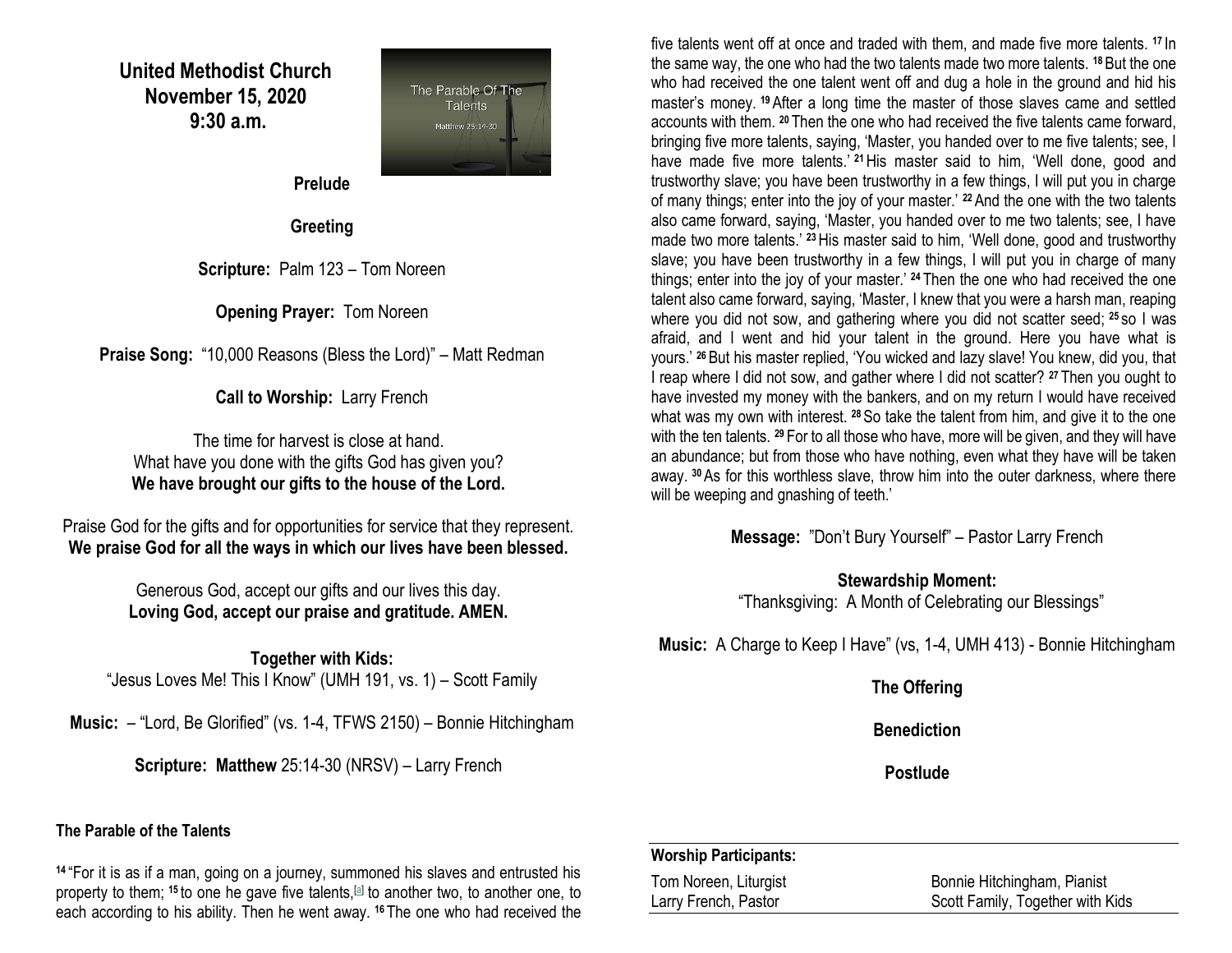# United Methodist Church
## November 15, 2020
## 9:30 a.m.

**Prelude**

**Greeting**

**Scripture:** Palm 123 – Tom Noreen

**Opening Prayer:** Tom Noreen

**Praise Song:** "10,000 Reasons (Bless the Lord)" – Matt Redman

**Call to Worship:** Larry French

The time for harvest is close at hand.
What have you done with the gifts God has given you?
**We have brought our gifts to the house of the Lord.**

Praise God for the gifts and for opportunities for service that they represent.
**We praise God for all the ways in which our lives have been blessed.**

Generous God, accept our gifts and our lives this day.
**Loving God, accept our praise and gratitude. AMEN.**

**Together with Kids:**
"Jesus Loves Me! This I Know" (UMH 191, vs. 1) – Scott Family

**Music:** – "Lord, Be Glorified" (vs. 1-4, TFWS 2150) – Bonnie Hitchingham

**Scripture: Matthew** 25:14-30 (NRSV) – Larry French

**The Parable of the Talents**

[14] "For it is as if a man, going on a journey, summoned his slaves and entrusted his property to them; [15] to one he gave five talents,[a] to another two, to another one, to each according to his ability. Then he went away. [16] The one who had received the five talents went off at once and traded with them, and made five more talents. [17] In the same way, the one who had the two talents made two more talents. [18] But the one who had received the one talent went off and dug a hole in the ground and hid his master's money. [19] After a long time the master of those slaves came and settled accounts with them. [20] Then the one who had received the five talents came forward, bringing five more talents, saying, 'Master, you handed over to me five talents; see, I have made five more talents.' [21] His master said to him, 'Well done, good and trustworthy slave; you have been trustworthy in a few things, I will put you in charge of many things; enter into the joy of your master.' [22] And the one with the two talents also came forward, saying, 'Master, you handed over to me two talents; see, I have made two more talents.' [23] His master said to him, 'Well done, good and trustworthy slave; you have been trustworthy in a few things, I will put you in charge of many things; enter into the joy of your master.' [24] Then the one who had received the one talent also came forward, saying, 'Master, I knew that you were a harsh man, reaping where you did not sow, and gathering where you did not scatter seed; [25] so I was afraid, and I went and hid your talent in the ground. Here you have what is yours.' [26] But his master replied, 'You wicked and lazy slave! You knew, did you, that I reap where I did not sow, and gather where I did not scatter? [27] Then you ought to have invested my money with the bankers, and on my return I would have received what was my own with interest. [28] So take the talent from him, and give it to the one with the ten talents. [29] For to all those who have, more will be given, and they will have an abundance; but from those who have nothing, even what they have will be taken away. [30] As for this worthless slave, throw him into the outer darkness, where there will be weeping and gnashing of teeth.'

**Message:** "Don't Bury Yourself" – Pastor Larry French

**Stewardship Moment:**
"Thanksgiving: A Month of Celebrating our Blessings"

**Music:** A Charge to Keep I Have" (vs, 1-4, UMH 413) - Bonnie Hitchingham

**The Offering**

**Benediction**

**Postlude**

**Worship Participants:**

| | |
|---|---|
| Tom Noreen, Liturgist | Bonnie Hitchingham, Pianist |
| Larry French, Pastor | Scott Family, Together with Kids |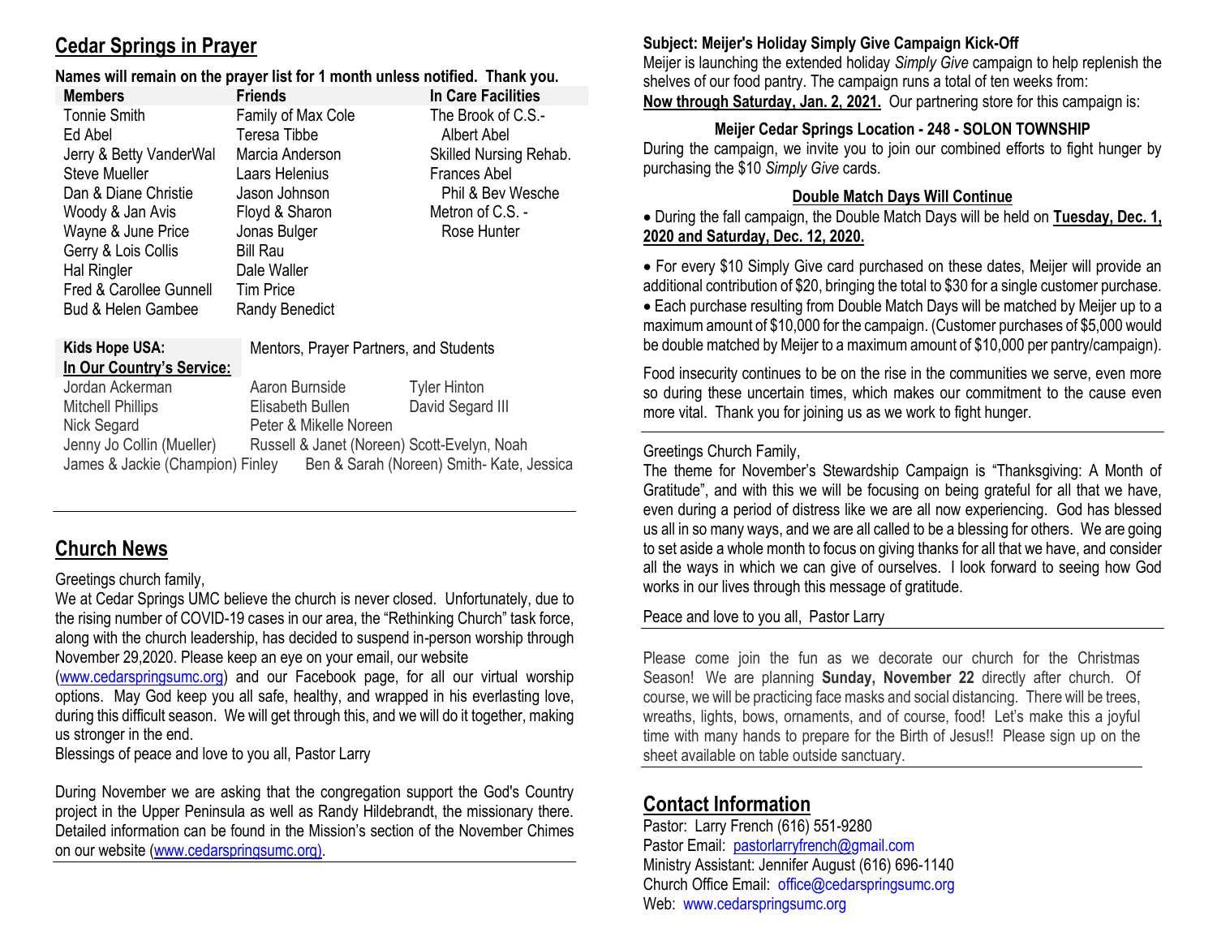## Cedar Springs in Prayer

**Names will remain on the prayer list for 1 month unless notified. Thank you.**

| Members | Friends | In Care Facilities |
|---|---|---|
| Tonnie Smith | Family of Max Cole | The Brook of C.S.- |
| Ed Abel | Teresa Tibbe | Albert Abel |
| Jerry & Betty VanderWal | Marcia Anderson | Skilled Nursing Rehab. |
| Steve Mueller | Laars Helenius | Frances Abel |
| Dan & Diane Christie | Jason Johnson | Phil & Bev Wesche |
| Woody & Jan Avis | Floyd & Sharon | Metron of C.S. - |
| Wayne & June Price | Jonas Bulger | Rose Hunter |
| Gerry & Lois Collis | Bill Rau | |
| Hal Ringler | Dale Waller | |
| Fred & Carollee Gunnell | Tim Price | |
| Bud & Helen Gambee | Randy Benedict | |

**Kids Hope USA:** Mentors, Prayer Partners, and Students

**In Our Country's Service:**

Jordan Ackerman
Aaron Burnside
Tyler Hinton
Mitchell Phillips
Elisabeth Bullen
David Segard III
Nick Segard
Peter & Mikelle Noreen
Jenny Jo Collin (Mueller)
Russell & Janet (Noreen) Scott-Evelyn, Noah
James & Jackie (Champion) Finley
Ben & Sarah (Noreen) Smith- Kate, Jessica

## Church News

Greetings church family,

We at Cedar Springs UMC believe the church is never closed. Unfortunately, due to the rising number of COVID-19 cases in our area, the "Rethinking Church" task force, along with the church leadership, has decided to suspend in-person worship through November 29,2020. Please keep an eye on your email, our website (www.cedarspringsumc.org) and our Facebook page, for all our virtual worship options. May God keep you all safe, healthy, and wrapped in his everlasting love, during this difficult season. We will get through this, and we will do it together, making us stronger in the end.

Blessings of peace and love to you all, Pastor Larry

During November we are asking that the congregation support the God's Country project in the Upper Peninsula as well as Randy Hildebrandt, the missionary there. Detailed information can be found in the Mission's section of the November Chimes on our website (www.cedarspringsumc.org).

**Subject: Meijer's Holiday Simply Give Campaign Kick-Off**

Meijer is launching the extended holiday *Simply Give* campaign to help replenish the shelves of our food pantry. The campaign runs a total of ten weeks from: **Now through Saturday, Jan. 2, 2021.** Our partnering store for this campaign is:

**Meijer Cedar Springs Location - 248 - SOLON TOWNSHIP**

During the campaign, we invite you to join our combined efforts to fight hunger by purchasing the $10 *Simply Give* cards.

**Double Match Days Will Continue**

- During the fall campaign, the Double Match Days will be held on **Tuesday, Dec. 1, 2020 and Saturday, Dec. 12, 2020.**
- For every $10 Simply Give card purchased on these dates, Meijer will provide an additional contribution of $20, bringing the total to $30 for a single customer purchase.
- Each purchase resulting from Double Match Days will be matched by Meijer up to a maximum amount of $10,000 for the campaign. (Customer purchases of $5,000 would be double matched by Meijer to a maximum amount of $10,000 per pantry/campaign).

Food insecurity continues to be on the rise in the communities we serve, even more so during these uncertain times, which makes our commitment to the cause even more vital. Thank you for joining us as we work to fight hunger.

Greetings Church Family,

The theme for November's Stewardship Campaign is "Thanksgiving: A Month of Gratitude", and with this we will be focusing on being grateful for all that we have, even during a period of distress like we are all now experiencing. God has blessed us all in so many ways, and we are all called to be a blessing for others. We are going to set aside a whole month to focus on giving thanks for all that we have, and consider all the ways in which we can give of ourselves. I look forward to seeing how God works in our lives through this message of gratitude.

Peace and love to you all, Pastor Larry

Please come join the fun as we decorate our church for the Christmas Season! We are planning **Sunday, November 22** directly after church. Of course, we will be practicing face masks and social distancing. There will be trees, wreaths, lights, bows, ornaments, and of course, food! Let's make this a joyful time with many hands to prepare for the Birth of Jesus!! Please sign up on the sheet available on table outside sanctuary.

## Contact Information

Pastor: Larry French (616) 551-9280
Pastor Email: pastorlarryfrench@gmail.com
Ministry Assistant: Jennifer August (616) 696-1140
Church Office Email: office@cedarspringsumc.org
Web: www.cedarspringsumc.org